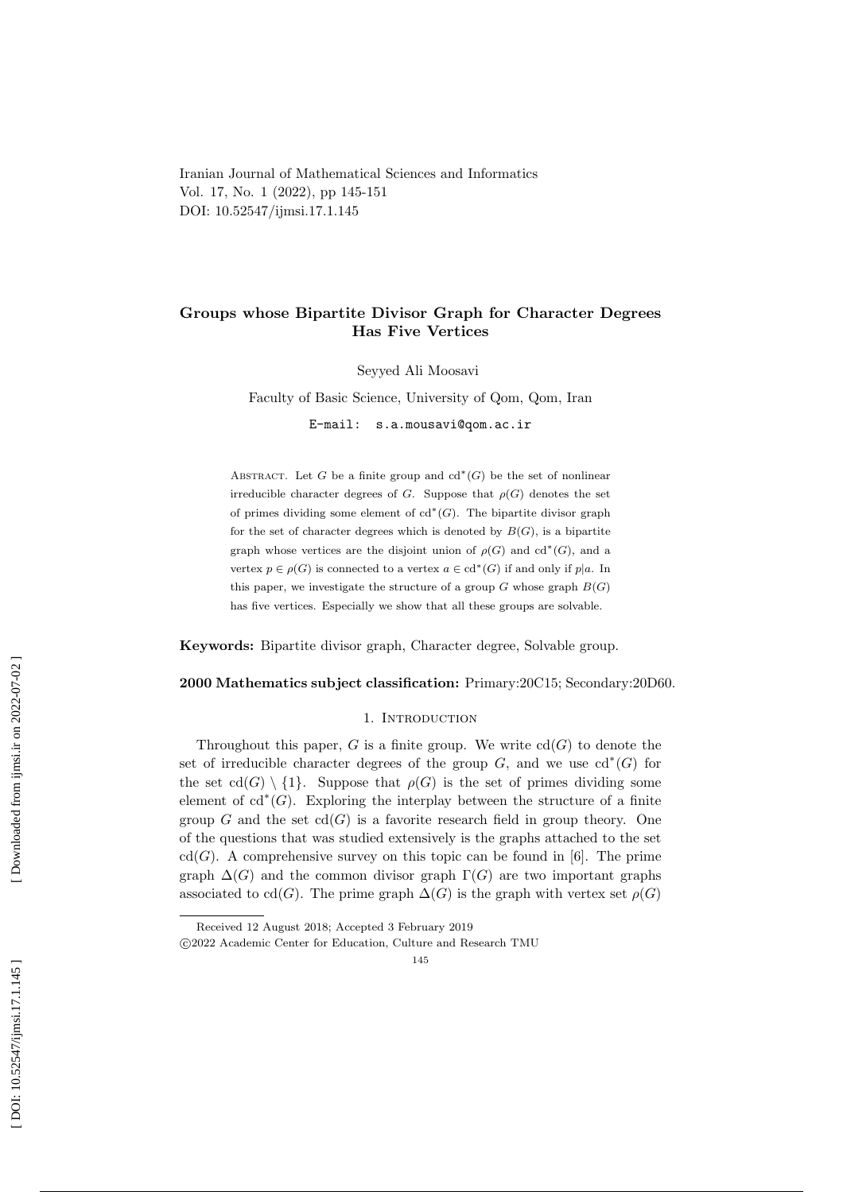# Groups whose Bipartite Divisor Graph for Character Degrees Has Five Vertices

Seyyed Ali Moosavi

Faculty of Basic Science, University of Qom, Qom, Iran

E-mail: s.a.mousavi@qom.ac.ir

Abstract. Let $G$ be a finite group and $\mathrm{cd}^*(G)$ be the set of nonlinear irreducible character degrees of $G$. Suppose that $\rho(G)$ denotes the set of primes dividing some element of $\mathrm{cd}^*(G)$. The bipartite divisor graph for the set of character degrees which is denoted by $B(G)$, is a bipartite graph whose vertices are the disjoint union of $\rho(G)$ and $\mathrm{cd}^*(G)$, and a vertex $p \in \rho(G)$ is connected to a vertex $a \in \mathrm{cd}^*(G)$ if and only if $p|a$. In this paper, we investigate the structure of a group $G$ whose graph $B(G)$ has five vertices. Especially we show that all these groups are solvable.

**Keywords:** Bipartite divisor graph, Character degree, Solvable group.

**2000 Mathematics subject classification:** Primary:20C15; Secondary:20D60.

## 1. Introduction

Throughout this paper, $G$ is a finite group. We write $\mathrm{cd}(G)$ to denote the set of irreducible character degrees of the group $G$, and we use $\mathrm{cd}^*(G)$ for the set $\mathrm{cd}(G) \setminus \{1\}$. Suppose that $\rho(G)$ is the set of primes dividing some element of $\mathrm{cd}^*(G)$. Exploring the interplay between the structure of a finite group $G$ and the set $\mathrm{cd}(G)$ is a favorite research field in group theory. One of the questions that was studied extensively is the graphs attached to the set $\mathrm{cd}(G)$. A comprehensive survey on this topic can be found in [6]. The prime graph $\Delta(G)$ and the common divisor graph $\Gamma(G)$ are two important graphs associated to $\mathrm{cd}(G)$. The prime graph $\Delta(G)$ is the graph with vertex set $\rho(G)$

Received 12 August 2018; Accepted 3 February 2019

©2022 Academic Center for Education, Culture and Research TMU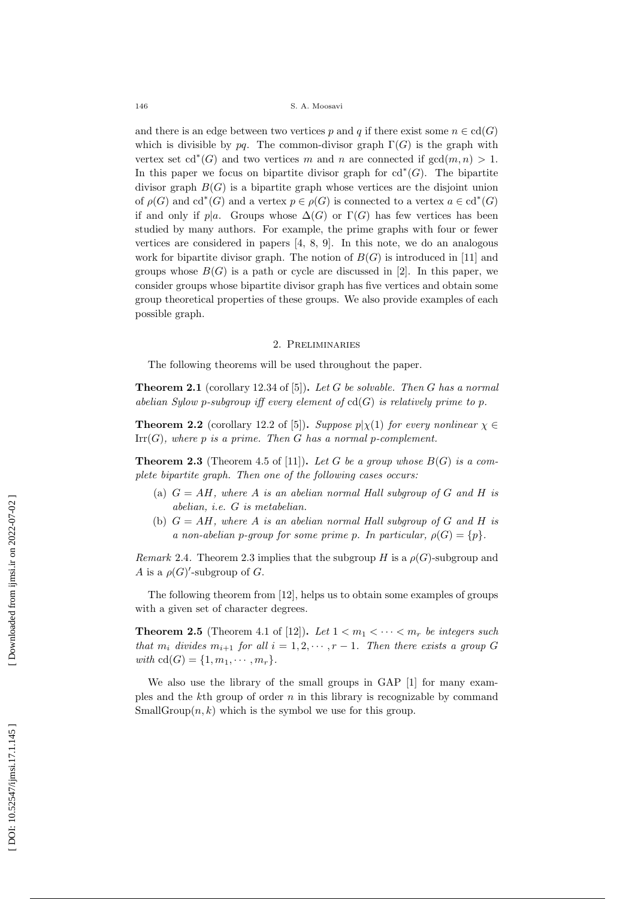and there is an edge between two vertices $p$ and $q$ if there exist some $n \in \mathrm{cd}(G)$ which is divisible by $pq$. The common-divisor graph $\Gamma(G)$ is the graph with vertex set $\mathrm{cd}^*(G)$ and two vertices $m$ and $n$ are connected if $\gcd(m,n) > 1$. In this paper we focus on bipartite divisor graph for $\mathrm{cd}^*(G)$. The bipartite divisor graph $B(G)$ is a bipartite graph whose vertices are the disjoint union of $\rho(G)$ and $\mathrm{cd}^*(G)$ and a vertex $p \in \rho(G)$ is connected to a vertex $a \in \mathrm{cd}^*(G)$ if and only if $p|a$. Groups whose $\Delta(G)$ or $\Gamma(G)$ has few vertices has been studied by many authors. For example, the prime graphs with four or fewer vertices are considered in papers [4, 8, 9]. In this note, we do an analogous work for bipartite divisor graph. The notion of $B(G)$ is introduced in [11] and groups whose $B(G)$ is a path or cycle are discussed in [2]. In this paper, we consider groups whose bipartite divisor graph has five vertices and obtain some group theoretical properties of these groups. We also provide examples of each possible graph.

## 2. Preliminaries

The following theorems will be used throughout the paper.

**Theorem 2.1** (corollary 12.34 of [5]). *Let $G$ be solvable. Then $G$ has a normal abelian Sylow $p$-subgroup iff every element of $\mathrm{cd}(G)$ is relatively prime to $p$.*

**Theorem 2.2** (corollary 12.2 of [5]). *Suppose $p|\chi(1)$ for every nonlinear $\chi \in \mathrm{Irr}(G)$, where $p$ is a prime. Then $G$ has a normal $p$-complement.*

**Theorem 2.3** (Theorem 4.5 of [11]). *Let $G$ be a group whose $B(G)$ is a complete bipartite graph. Then one of the following cases occurs:*

- (a) *$G = AH$, where $A$ is an abelian normal Hall subgroup of $G$ and $H$ is abelian, i.e. $G$ is metabelian.*
- (b) *$G = AH$, where $A$ is an abelian normal Hall subgroup of $G$ and $H$ is a non-abelian $p$-group for some prime $p$. In particular, $\rho(G) = \{p\}$.*

*Remark* 2.4. Theorem 2.3 implies that the subgroup $H$ is a $\rho(G)$-subgroup and $A$ is a $\rho(G)'$-subgroup of $G$.

The following theorem from [12], helps us to obtain some examples of groups with a given set of character degrees.

**Theorem 2.5** (Theorem 4.1 of [12]). *Let $1 < m_1 < \cdots < m_r$ be integers such that $m_i$ divides $m_{i+1}$ for all $i = 1, 2, \cdots, r-1$. Then there exists a group $G$ with $\mathrm{cd}(G) = \{1, m_1, \cdots, m_r\}$.*

We also use the library of the small groups in GAP [1] for many examples and the $k$th group of order $n$ in this library is recognizable by command $\mathrm{SmallGroup}(n,k)$ which is the symbol we use for this group.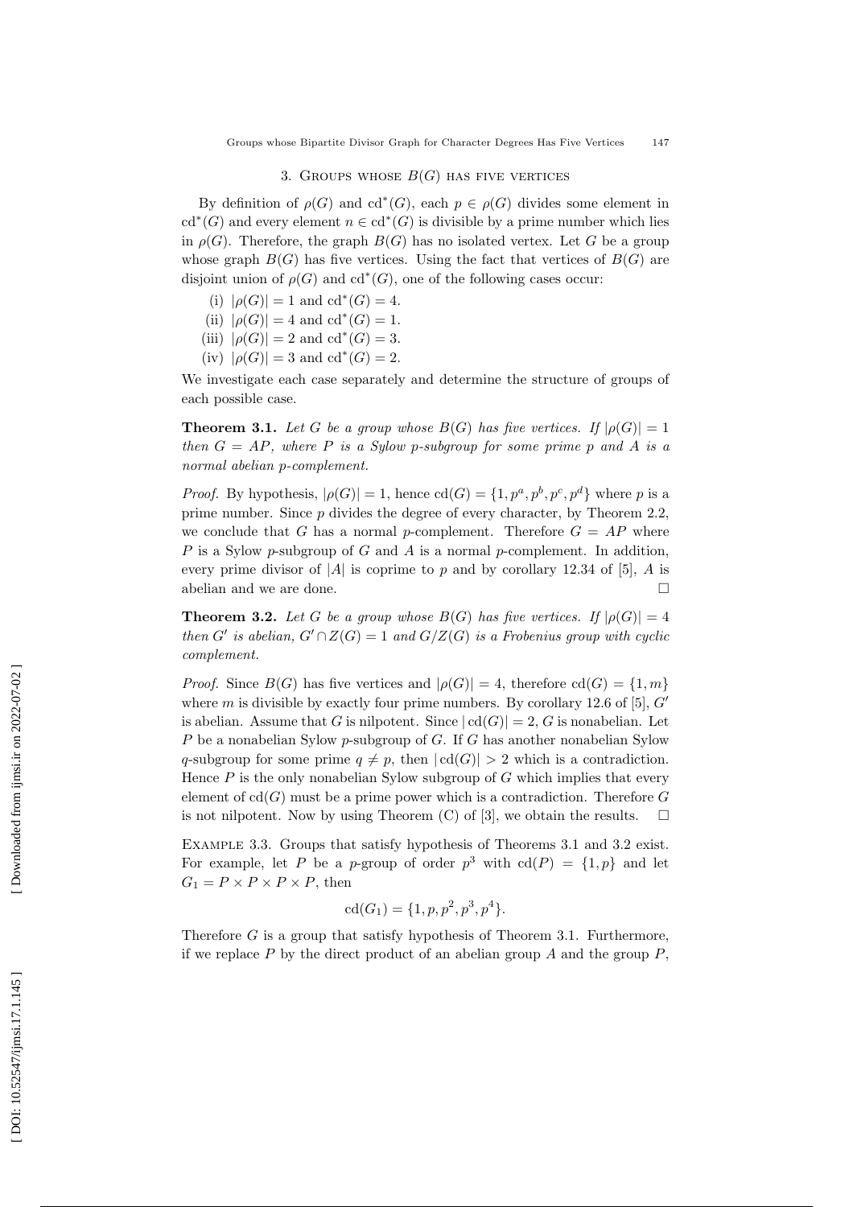## 3. Groups whose $B(G)$ has five vertices

By definition of $\rho(G)$ and $\mathrm{cd}^*(G)$, each $p \in \rho(G)$ divides some element in $\mathrm{cd}^*(G)$ and every element $n \in \mathrm{cd}^*(G)$ is divisible by a prime number which lies in $\rho(G)$. Therefore, the graph $B(G)$ has no isolated vertex. Let $G$ be a group whose graph $B(G)$ has five vertices. Using the fact that vertices of $B(G)$ are disjoint union of $\rho(G)$ and $\mathrm{cd}^*(G)$, one of the following cases occur:

(i) $|\rho(G)| = 1$ and $\mathrm{cd}^*(G) = 4$.
(ii) $|\rho(G)| = 4$ and $\mathrm{cd}^*(G) = 1$.
(iii) $|\rho(G)| = 2$ and $\mathrm{cd}^*(G) = 3$.
(iv) $|\rho(G)| = 3$ and $\mathrm{cd}^*(G) = 2$.

We investigate each case separately and determine the structure of groups of each possible case.

**Theorem 3.1.** *Let $G$ be a group whose $B(G)$ has five vertices. If $|\rho(G)| = 1$ then $G = AP$, where $P$ is a Sylow $p$-subgroup for some prime $p$ and $A$ is a normal abelian $p$-complement.*

*Proof.* By hypothesis, $|\rho(G)| = 1$, hence $\mathrm{cd}(G) = \{1, p^a, p^b, p^c, p^d\}$ where $p$ is a prime number. Since $p$ divides the degree of every character, by Theorem 2.2, we conclude that $G$ has a normal $p$-complement. Therefore $G = AP$ where $P$ is a Sylow $p$-subgroup of $G$ and $A$ is a normal $p$-complement. In addition, every prime divisor of $|A|$ is coprime to $p$ and by corollary 12.34 of [5], $A$ is abelian and we are done. □

**Theorem 3.2.** *Let $G$ be a group whose $B(G)$ has five vertices. If $|\rho(G)| = 4$ then $G'$ is abelian, $G' \cap Z(G) = 1$ and $G/Z(G)$ is a Frobenius group with cyclic complement.*

*Proof.* Since $B(G)$ has five vertices and $|\rho(G)| = 4$, therefore $\mathrm{cd}(G) = \{1, m\}$ where $m$ is divisible by exactly four prime numbers. By corollary 12.6 of [5], $G'$ is abelian. Assume that $G$ is nilpotent. Since $|\mathrm{cd}(G)| = 2$, $G$ is nonabelian. Let $P$ be a nonabelian Sylow $p$-subgroup of $G$. If $G$ has another nonabelian Sylow $q$-subgroup for some prime $q \neq p$, then $|\mathrm{cd}(G)| > 2$ which is a contradiction. Hence $P$ is the only nonabelian Sylow subgroup of $G$ which implies that every element of $\mathrm{cd}(G)$ must be a prime power which is a contradiction. Therefore $G$ is not nilpotent. Now by using Theorem (C) of [3], we obtain the results. □

Example 3.3. Groups that satisfy hypothesis of Theorems 3.1 and 3.2 exist. For example, let $P$ be a $p$-group of order $p^3$ with $\mathrm{cd}(P) = \{1, p\}$ and let $G_1 = P \times P \times P \times P$, then

$$\mathrm{cd}(G_1) = \{1, p, p^2, p^3, p^4\}.$$

Therefore $G$ is a group that satisfy hypothesis of Theorem 3.1. Furthermore, if we replace $P$ by the direct product of an abelian group $A$ and the group $P$,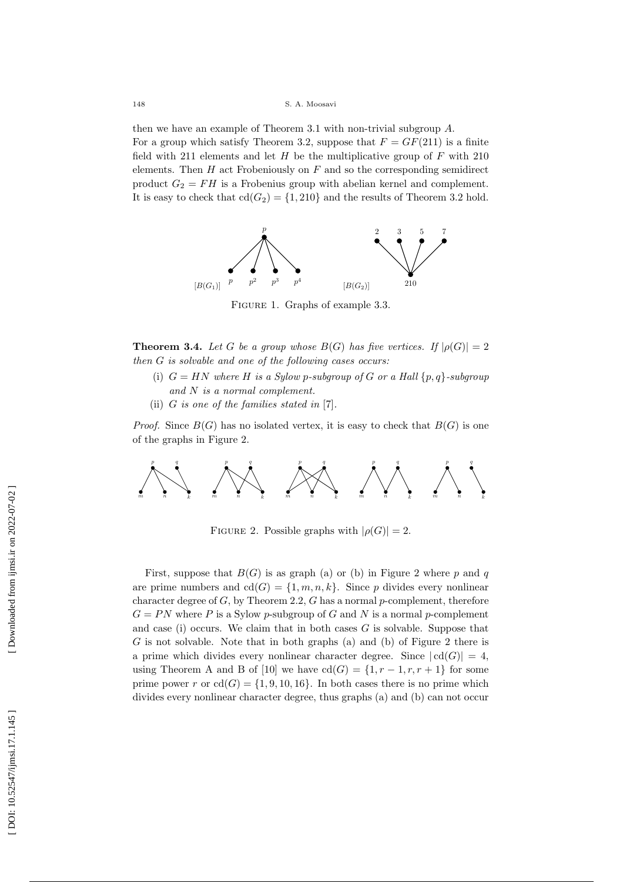then we have an example of Theorem 3.1 with non-trivial subgroup $A$.
For a group which satisfy Theorem 3.2, suppose that $F = GF(211)$ is a finite field with 211 elements and let $H$ be the multiplicative group of $F$ with 210 elements. Then $H$ act Frobeniously on $F$ and so the corresponding semidirect product $G_2 = FH$ is a Frobenius group with abelian kernel and complement. It is easy to check that $\mathrm{cd}(G_2) = \{1, 210\}$ and the results of Theorem 3.2 hold.

FIGURE 1. Graphs of example 3.3.

**Theorem 3.4.** *Let $G$ be a group whose $B(G)$ has five vertices. If $|\rho(G)| = 2$ then $G$ is solvable and one of the following cases occurs:*

(i) *$G = HN$ where $H$ is a Sylow $p$-subgroup of $G$ or a Hall $\{p, q\}$-subgroup and $N$ is a normal complement.*
(ii) *$G$ is one of the families stated in* [7].

*Proof.* Since $B(G)$ has no isolated vertex, it is easy to check that $B(G)$ is one of the graphs in Figure 2.

FIGURE 2. Possible graphs with $|\rho(G)| = 2$.

First, suppose that $B(G)$ is as graph (a) or (b) in Figure 2 where $p$ and $q$ are prime numbers and $\mathrm{cd}(G) = \{1, m, n, k\}$. Since $p$ divides every nonlinear character degree of $G$, by Theorem 2.2, $G$ has a normal $p$-complement, therefore $G = PN$ where $P$ is a Sylow $p$-subgroup of $G$ and $N$ is a normal $p$-complement and case (i) occurs. We claim that in both cases $G$ is solvable. Suppose that $G$ is not solvable. Note that in both graphs (a) and (b) of Figure 2 there is a prime which divides every nonlinear character degree. Since $|\mathrm{cd}(G)| = 4$, using Theorem A and B of [10] we have $\mathrm{cd}(G) = \{1, r-1, r, r+1\}$ for some prime power $r$ or $\mathrm{cd}(G) = \{1, 9, 10, 16\}$. In both cases there is no prime which divides every nonlinear character degree, thus graphs (a) and (b) can not occur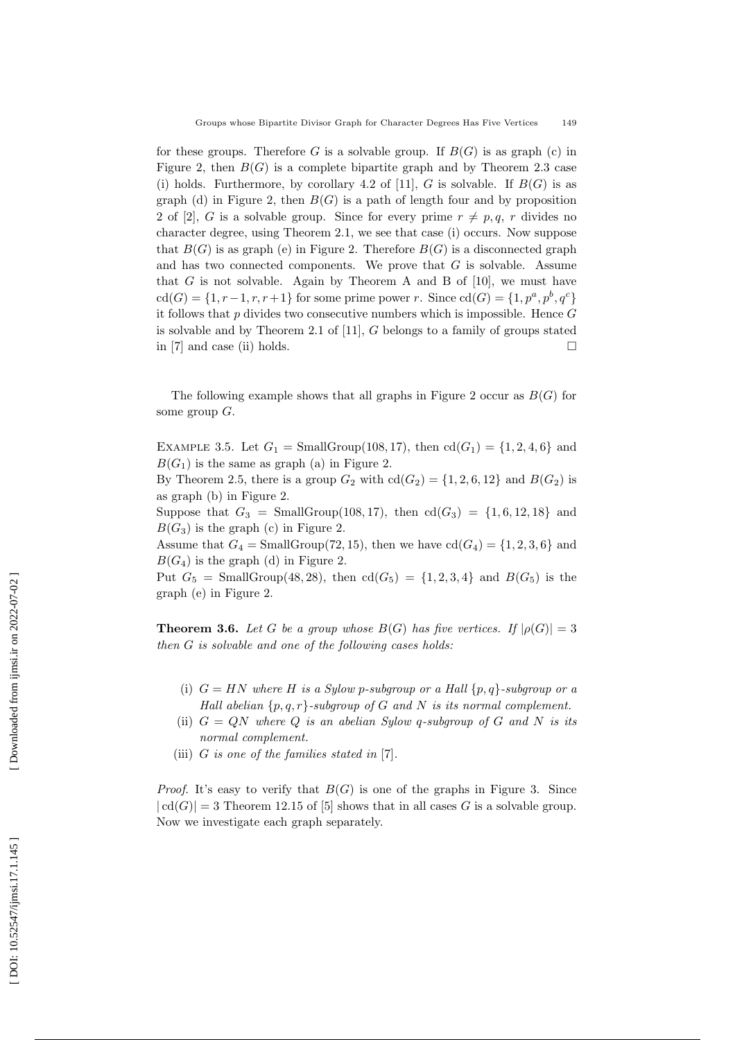for these groups. Therefore $G$ is a solvable group. If $B(G)$ is as graph (c) in Figure 2, then $B(G)$ is a complete bipartite graph and by Theorem 2.3 case (i) holds. Furthermore, by corollary 4.2 of [11], $G$ is solvable. If $B(G)$ is as graph (d) in Figure 2, then $B(G)$ is a path of length four and by proposition 2 of [2], $G$ is a solvable group. Since for every prime $r \neq p, q$, $r$ divides no character degree, using Theorem 2.1, we see that case (i) occurs. Now suppose that $B(G)$ is as graph (e) in Figure 2. Therefore $B(G)$ is a disconnected graph and has two connected components. We prove that $G$ is solvable. Assume that $G$ is not solvable. Again by Theorem A and B of [10], we must have $\mathrm{cd}(G) = \{1, r-1, r, r+1\}$ for some prime power $r$. Since $\mathrm{cd}(G) = \{1, p^a, p^b, q^c\}$ it follows that $p$ divides two consecutive numbers which is impossible. Hence $G$ is solvable and by Theorem 2.1 of [11], $G$ belongs to a family of groups stated in [7] and case (ii) holds. □

The following example shows that all graphs in Figure 2 occur as $B(G)$ for some group $G$.

Example 3.5. Let $G_1 = \mathrm{SmallGroup}(108, 17)$, then $\mathrm{cd}(G_1) = \{1, 2, 4, 6\}$ and $B(G_1)$ is the same as graph (a) in Figure 2.
By Theorem 2.5, there is a group $G_2$ with $\mathrm{cd}(G_2) = \{1, 2, 6, 12\}$ and $B(G_2)$ is as graph (b) in Figure 2.
Suppose that $G_3 = \mathrm{SmallGroup}(108, 17)$, then $\mathrm{cd}(G_3) = \{1, 6, 12, 18\}$ and $B(G_3)$ is the graph (c) in Figure 2.
Assume that $G_4 = \mathrm{SmallGroup}(72, 15)$, then we have $\mathrm{cd}(G_4) = \{1, 2, 3, 6\}$ and $B(G_4)$ is the graph (d) in Figure 2.
Put $G_5 = \mathrm{SmallGroup}(48, 28)$, then $\mathrm{cd}(G_5) = \{1, 2, 3, 4\}$ and $B(G_5)$ is the graph (e) in Figure 2.

**Theorem 3.6.** *Let $G$ be a group whose $B(G)$ has five vertices. If $|\rho(G)| = 3$ then $G$ is solvable and one of the following cases holds:*

(i) *$G = HN$ where $H$ is a Sylow $p$-subgroup or a Hall $\{p, q\}$-subgroup or a Hall abelian $\{p, q, r\}$-subgroup of $G$ and $N$ is its normal complement.*
(ii) *$G = QN$ where $Q$ is an abelian Sylow $q$-subgroup of $G$ and $N$ is its normal complement.*
(iii) *$G$ is one of the families stated in [7].*

*Proof.* It's easy to verify that $B(G)$ is one of the graphs in Figure 3. Since $|\mathrm{cd}(G)| = 3$ Theorem 12.15 of [5] shows that in all cases $G$ is a solvable group. Now we investigate each graph separately.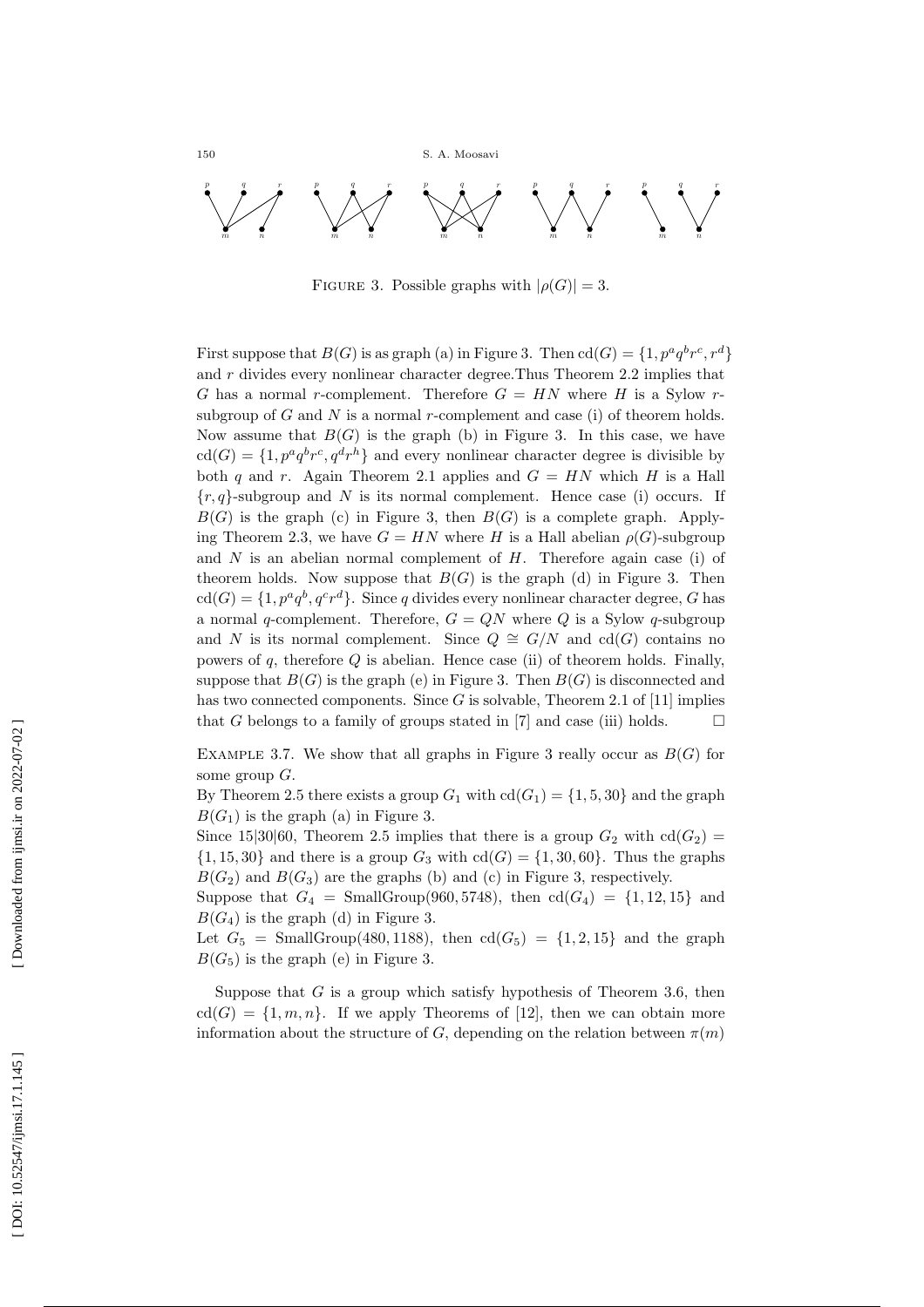FIGURE 3. Possible graphs with $|\rho(G)| = 3$.

First suppose that $B(G)$ is as graph (a) in Figure 3. Then $\mathrm{cd}(G) = \{1, p^a q^b r^c, r^d\}$ and $r$ divides every nonlinear character degree.Thus Theorem 2.2 implies that $G$ has a normal $r$-complement. Therefore $G = HN$ where $H$ is a Sylow $r$-subgroup of $G$ and $N$ is a normal $r$-complement and case (i) of theorem holds. Now assume that $B(G)$ is the graph (b) in Figure 3. In this case, we have $\mathrm{cd}(G) = \{1, p^a q^b r^c, q^d r^h\}$ and every nonlinear character degree is divisible by both $q$ and $r$. Again Theorem 2.1 applies and $G = HN$ which $H$ is a Hall $\{r, q\}$-subgroup and $N$ is its normal complement. Hence case (i) occurs. If $B(G)$ is the graph (c) in Figure 3, then $B(G)$ is a complete graph. Applying Theorem 2.3, we have $G = HN$ where $H$ is a Hall abelian $\rho(G)$-subgroup and $N$ is an abelian normal complement of $H$. Therefore again case (i) of theorem holds. Now suppose that $B(G)$ is the graph (d) in Figure 3. Then $\mathrm{cd}(G) = \{1, p^a q^b, q^c r^d\}$. Since $q$ divides every nonlinear character degree, $G$ has a normal $q$-complement. Therefore, $G = QN$ where $Q$ is a Sylow $q$-subgroup and $N$ is its normal complement. Since $Q \cong G/N$ and $\mathrm{cd}(G)$ contains no powers of $q$, therefore $Q$ is abelian. Hence case (ii) of theorem holds. Finally, suppose that $B(G)$ is the graph (e) in Figure 3. Then $B(G)$ is disconnected and has two connected components. Since $G$ is solvable, Theorem 2.1 of [11] implies that $G$ belongs to a family of groups stated in [7] and case (iii) holds. $\square$

EXAMPLE 3.7. We show that all graphs in Figure 3 really occur as $B(G)$ for some group $G$.
By Theorem 2.5 there exists a group $G_1$ with $\mathrm{cd}(G_1) = \{1, 5, 30\}$ and the graph $B(G_1)$ is the graph (a) in Figure 3.
Since $15|30|60$, Theorem 2.5 implies that there is a group $G_2$ with $\mathrm{cd}(G_2) = \{1, 15, 30\}$ and there is a group $G_3$ with $\mathrm{cd}(G) = \{1, 30, 60\}$. Thus the graphs $B(G_2)$ and $B(G_3)$ are the graphs (b) and (c) in Figure 3, respectively.
Suppose that $G_4 = \mathrm{SmallGroup}(960, 5748)$, then $\mathrm{cd}(G_4) = \{1, 12, 15\}$ and $B(G_4)$ is the graph (d) in Figure 3.
Let $G_5 = \mathrm{SmallGroup}(480, 1188)$, then $\mathrm{cd}(G_5) = \{1, 2, 15\}$ and the graph $B(G_5)$ is the graph (e) in Figure 3.

Suppose that $G$ is a group which satisfy hypothesis of Theorem 3.6, then $\mathrm{cd}(G) = \{1, m, n\}$. If we apply Theorems of [12], then we can obtain more information about the structure of $G$, depending on the relation between $\pi(m)$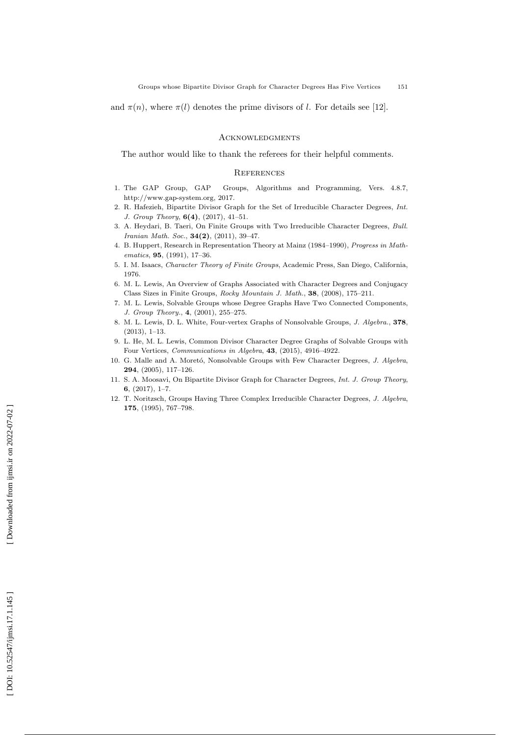and $\pi(n)$, where $\pi(l)$ denotes the prime divisors of $l$. For details see [12].

## Acknowledgments

The author would like to thank the referees for their helpful comments.

## References

1. The GAP Group, GAP Groups, Algorithms and Programming, Vers. 4.8.7, http://www.gap-system.org, 2017.
2. R. Hafezieh, Bipartite Divisor Graph for the Set of Irreducible Character Degrees, *Int. J. Group Theory*, **6(4)**, (2017), 41–51.
3. A. Heydari, B. Taeri, On Finite Groups with Two Irreducible Character Degrees, *Bull. Iranian Math. Soc.*, **34(2)**, (2011), 39–47.
4. B. Huppert, Research in Representation Theory at Mainz (1984–1990), *Progress in Mathematics*, **95**, (1991), 17–36.
5. I. M. Isaacs, *Character Theory of Finite Groups*, Academic Press, San Diego, California, 1976.
6. M. L. Lewis, An Overview of Graphs Associated with Character Degrees and Conjugacy Class Sizes in Finite Groups, *Rocky Mountain J. Math.*, **38**, (2008), 175–211.
7. M. L. Lewis, Solvable Groups whose Degree Graphs Have Two Connected Components, *J. Group Theory.*, **4**, (2001), 255–275.
8. M. L. Lewis, D. L. White, Four-vertex Graphs of Nonsolvable Groups, *J. Algebra.*, **378**, (2013), 1–13.
9. L. He, M. L. Lewis, Common Divisor Character Degree Graphs of Solvable Groups with Four Vertices, *Communications in Algebra*, **43**, (2015), 4916–4922.
10. G. Malle and A. Moretó, Nonsolvable Groups with Few Character Degrees, *J. Algebra*, **294**, (2005), 117–126.
11. S. A. Moosavi, On Bipartite Divisor Graph for Character Degrees, *Int. J. Group Theory*, **6**, (2017), 1–7.
12. T. Noritzsch, Groups Having Three Complex Irreducible Character Degrees, *J. Algebra*, **175**, (1995), 767–798.